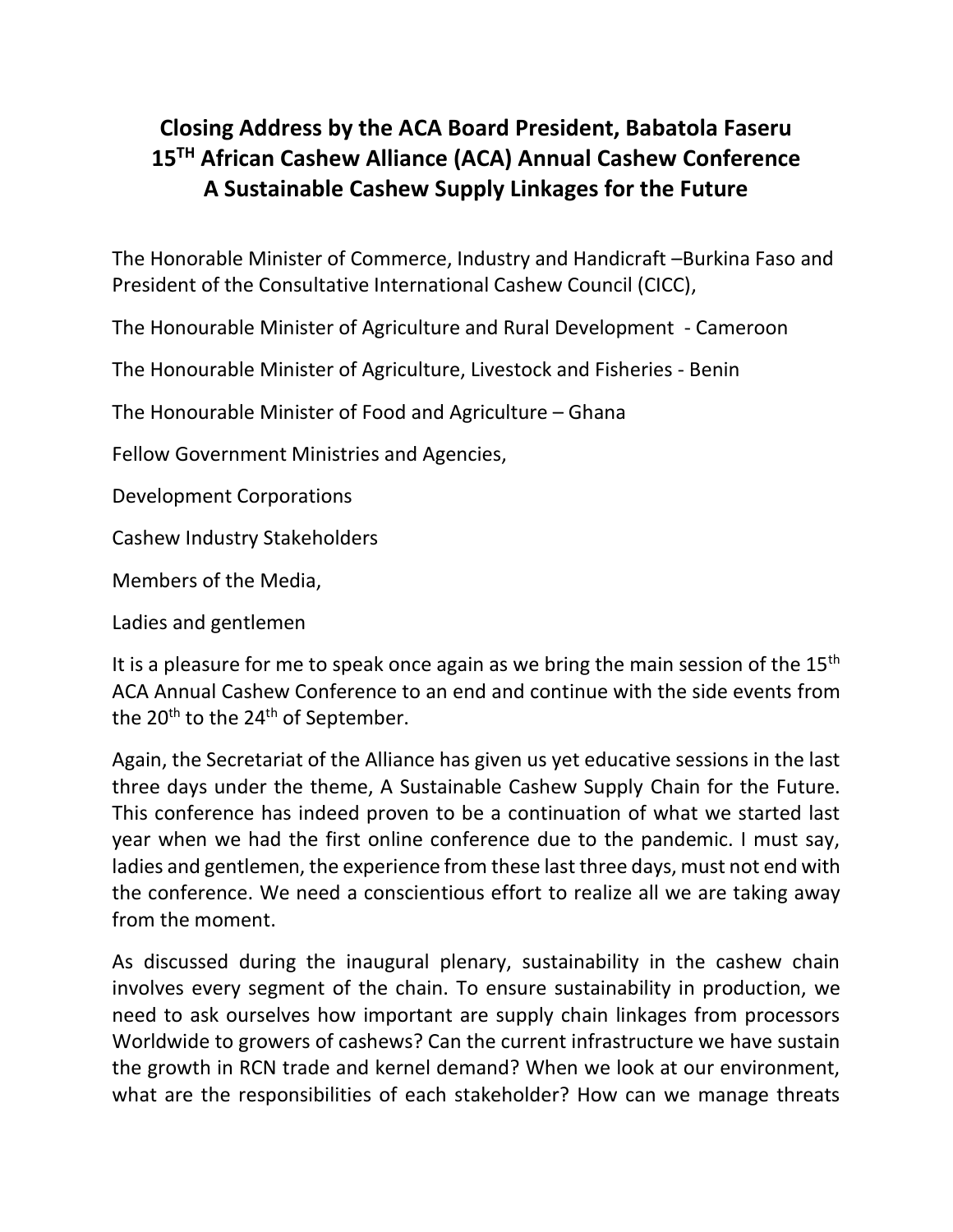# Closing Address by the ACA Board President, Babatola Faseru
# 15TH African Cashew Alliance (ACA) Annual Cashew Conference
# A Sustainable Cashew Supply Linkages for the Future

The Honorable Minister of Commerce, Industry and Handicraft –Burkina Faso and President of the Consultative International Cashew Council (CICC),

The Honourable Minister of Agriculture and Rural Development - Cameroon

The Honourable Minister of Agriculture, Livestock and Fisheries - Benin

The Honourable Minister of Food and Agriculture – Ghana

Fellow Government Ministries and Agencies,

Development Corporations

Cashew Industry Stakeholders

Members of the Media,

Ladies and gentlemen

It is a pleasure for me to speak once again as we bring the main session of the 15th ACA Annual Cashew Conference to an end and continue with the side events from the 20th to the 24th of September.

Again, the Secretariat of the Alliance has given us yet educative sessions in the last three days under the theme, A Sustainable Cashew Supply Chain for the Future. This conference has indeed proven to be a continuation of what we started last year when we had the first online conference due to the pandemic. I must say, ladies and gentlemen, the experience from these last three days, must not end with the conference. We need a conscientious effort to realize all we are taking away from the moment.

As discussed during the inaugural plenary, sustainability in the cashew chain involves every segment of the chain. To ensure sustainability in production, we need to ask ourselves how important are supply chain linkages from processors Worldwide to growers of cashews? Can the current infrastructure we have sustain the growth in RCN trade and kernel demand? When we look at our environment, what are the responsibilities of each stakeholder? How can we manage threats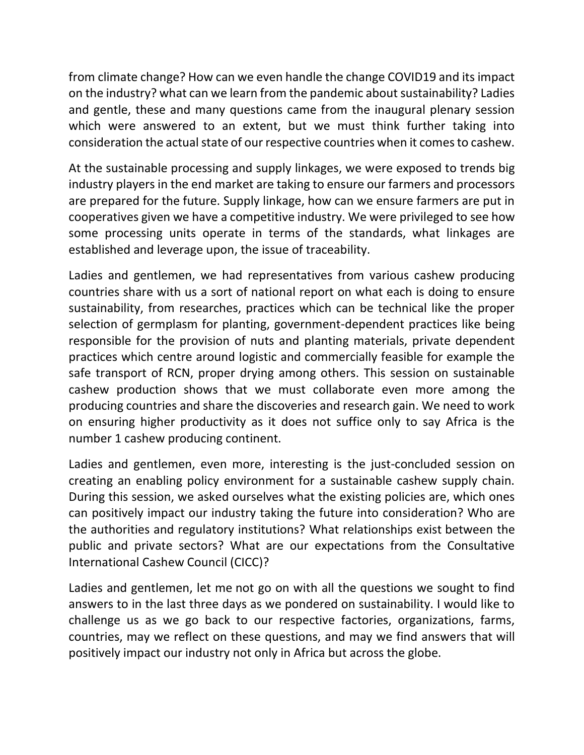from climate change? How can we even handle the change COVID19 and its impact on the industry? what can we learn from the pandemic about sustainability? Ladies and gentle, these and many questions came from the inaugural plenary session which were answered to an extent, but we must think further taking into consideration the actual state of our respective countries when it comes to cashew.

At the sustainable processing and supply linkages, we were exposed to trends big industry players in the end market are taking to ensure our farmers and processors are prepared for the future. Supply linkage, how can we ensure farmers are put in cooperatives given we have a competitive industry. We were privileged to see how some processing units operate in terms of the standards, what linkages are established and leverage upon, the issue of traceability.

Ladies and gentlemen, we had representatives from various cashew producing countries share with us a sort of national report on what each is doing to ensure sustainability, from researches, practices which can be technical like the proper selection of germplasm for planting, government-dependent practices like being responsible for the provision of nuts and planting materials, private dependent practices which centre around logistic and commercially feasible for example the safe transport of RCN, proper drying among others. This session on sustainable cashew production shows that we must collaborate even more among the producing countries and share the discoveries and research gain. We need to work on ensuring higher productivity as it does not suffice only to say Africa is the number 1 cashew producing continent.

Ladies and gentlemen, even more, interesting is the just-concluded session on creating an enabling policy environment for a sustainable cashew supply chain. During this session, we asked ourselves what the existing policies are, which ones can positively impact our industry taking the future into consideration? Who are the authorities and regulatory institutions? What relationships exist between the public and private sectors? What are our expectations from the Consultative International Cashew Council (CICC)?

Ladies and gentlemen, let me not go on with all the questions we sought to find answers to in the last three days as we pondered on sustainability. I would like to challenge us as we go back to our respective factories, organizations, farms, countries, may we reflect on these questions, and may we find answers that will positively impact our industry not only in Africa but across the globe.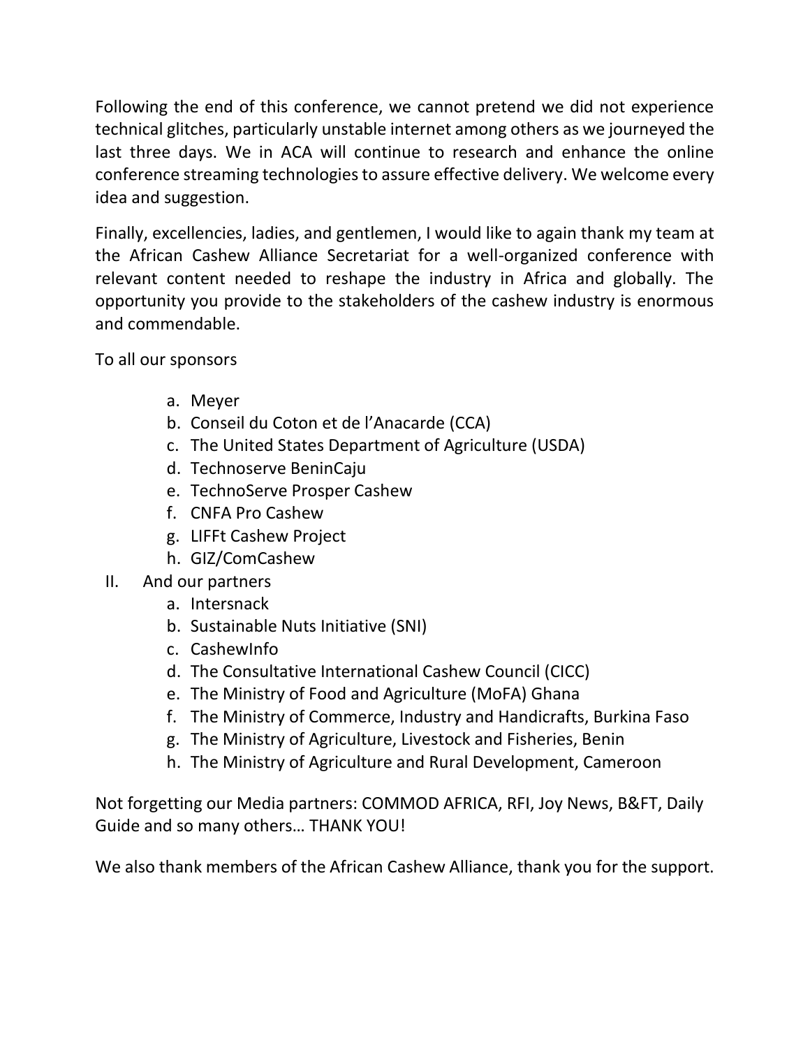Following the end of this conference, we cannot pretend we did not experience technical glitches, particularly unstable internet among others as we journeyed the last three days. We in ACA will continue to research and enhance the online conference streaming technologies to assure effective delivery. We welcome every idea and suggestion.

Finally, excellencies, ladies, and gentlemen, I would like to again thank my team at the African Cashew Alliance Secretariat for a well-organized conference with relevant content needed to reshape the industry in Africa and globally. The opportunity you provide to the stakeholders of the cashew industry is enormous and commendable.

To all our sponsors

a. Meyer
b. Conseil du Coton et de l'Anacarde (CCA)
c. The United States Department of Agriculture (USDA)
d. Technoserve BeninCaju
e. TechnoServe Prosper Cashew
f. CNFA Pro Cashew
g. LIFFt Cashew Project
h. GIZ/ComCashew

II. And our partners

a. Intersnack
b. Sustainable Nuts Initiative (SNI)
c. CashewInfo
d. The Consultative International Cashew Council (CICC)
e. The Ministry of Food and Agriculture (MoFA) Ghana
f. The Ministry of Commerce, Industry and Handicrafts, Burkina Faso
g. The Ministry of Agriculture, Livestock and Fisheries, Benin
h. The Ministry of Agriculture and Rural Development, Cameroon

Not forgetting our Media partners: COMMOD AFRICA, RFI, Joy News, B&FT, Daily Guide and so many others… THANK YOU!

We also thank members of the African Cashew Alliance, thank you for the support.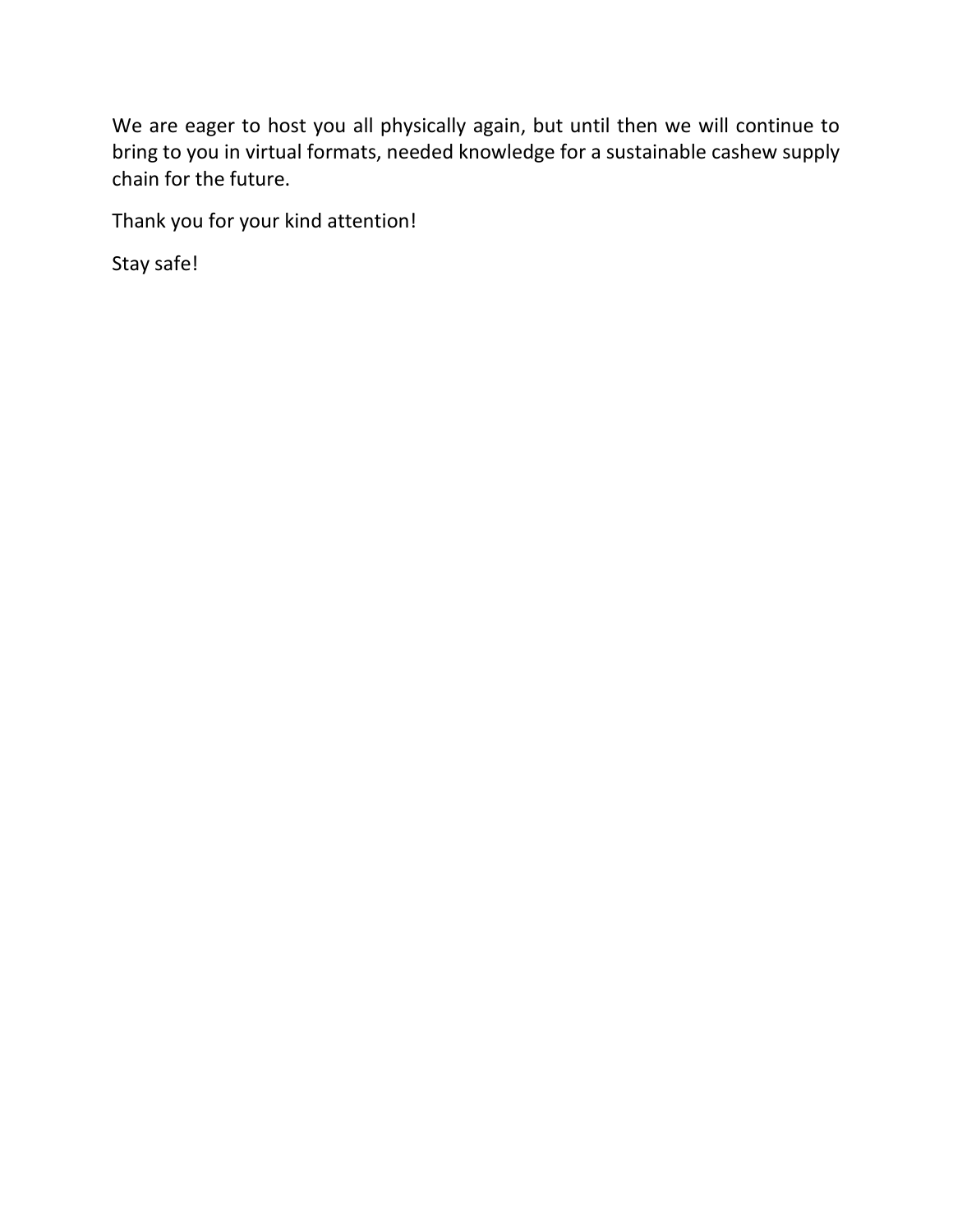We are eager to host you all physically again, but until then we will continue to bring to you in virtual formats, needed knowledge for a sustainable cashew supply chain for the future.

Thank you for your kind attention!

Stay safe!